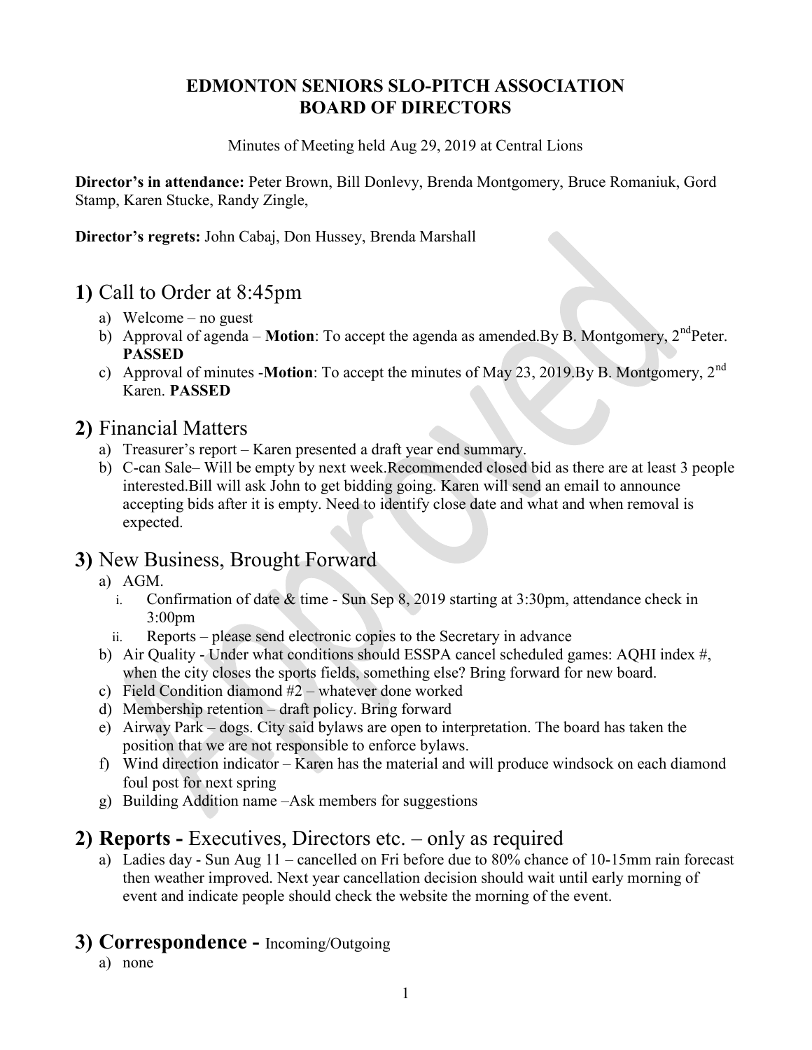# EDMONTON SENIORS SLO-PITCH ASSOCIATION
# BOARD OF DIRECTORS

Minutes of Meeting held Aug 29, 2019 at Central Lions

**Director's in attendance:** Peter Brown, Bill Donlevy, Brenda Montgomery, Bruce Romaniuk, Gord Stamp, Karen Stucke, Randy Zingle,

**Director's regrets:** John Cabaj, Don Hussey, Brenda Marshall

## 1) Call to Order at 8:45pm

a) Welcome – no guest
b) Approval of agenda – **Motion**: To accept the agenda as amended.By B. Montgomery, 2nd Peter. **PASSED**
c) Approval of minutes -**Motion**: To accept the minutes of May 23, 2019.By B. Montgomery, 2nd Karen. **PASSED**

## 2) Financial Matters

a) Treasurer's report – Karen presented a draft year end summary.
b) C-can Sale– Will be empty by next week.Recommended closed bid as there are at least 3 people interested.Bill will ask John to get bidding going. Karen will send an email to announce accepting bids after it is empty. Need to identify close date and what and when removal is expected.

## 3) New Business, Brought Forward

a) AGM.
   i. Confirmation of date & time - Sun Sep 8, 2019 starting at 3:30pm, attendance check in 3:00pm
   ii. Reports – please send electronic copies to the Secretary in advance
b) Air Quality - Under what conditions should ESSPA cancel scheduled games: AQHI index #, when the city closes the sports fields, something else? Bring forward for new board.
c) Field Condition diamond #2 – whatever done worked
d) Membership retention – draft policy. Bring forward
e) Airway Park – dogs. City said bylaws are open to interpretation. The board has taken the position that we are not responsible to enforce bylaws.
f) Wind direction indicator – Karen has the material and will produce windsock on each diamond foul post for next spring
g) Building Addition name –Ask members for suggestions

## 2) **Reports -** Executives, Directors etc. – only as required

a) Ladies day - Sun Aug 11 – cancelled on Fri before due to 80% chance of 10-15mm rain forecast then weather improved. Next year cancellation decision should wait until early morning of event and indicate people should check the website the morning of the event.

## 3) **Correspondence -** Incoming/Outgoing

a) none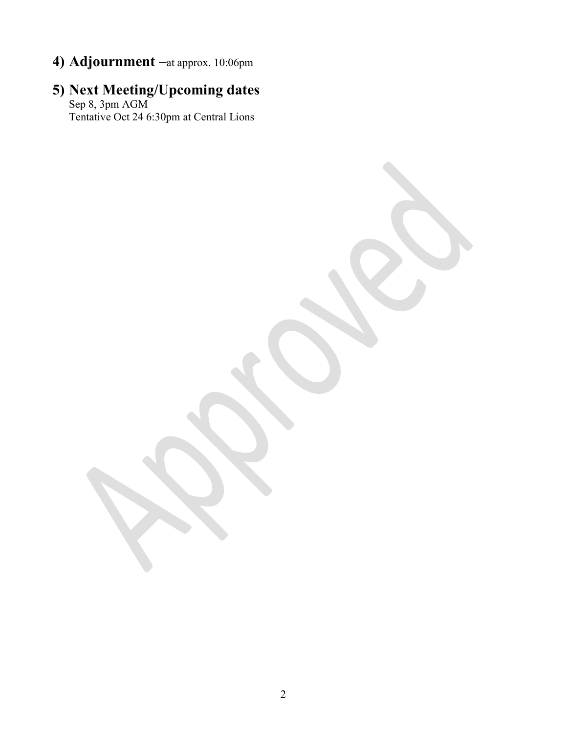## 4) Adjournment –at approx. 10:06pm

## 5) Next Meeting/Upcoming dates

Sep 8, 3pm AGM
Tentative Oct 24 6:30pm at Central Lions

Approved